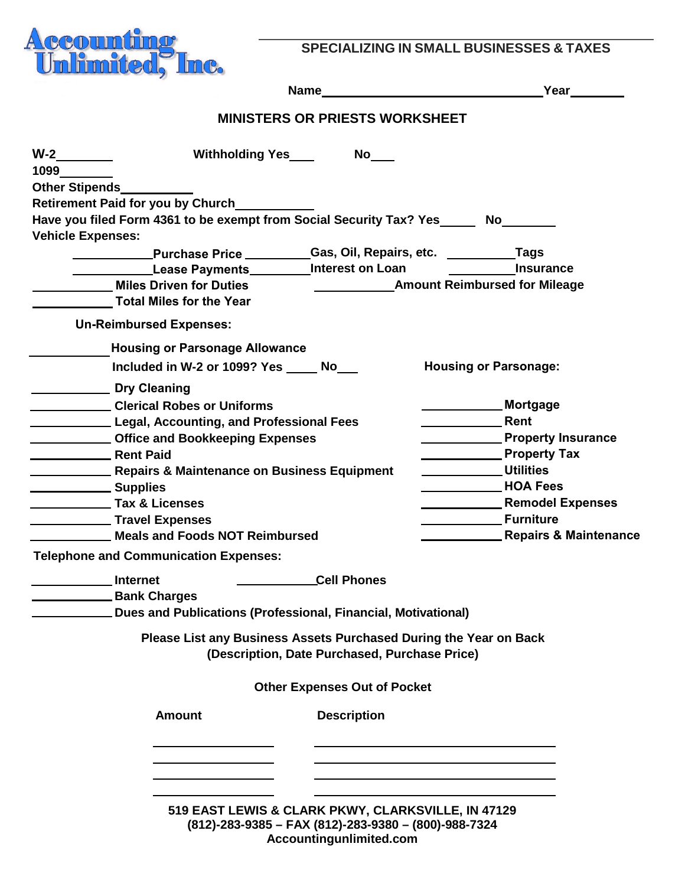**Accounting Unlimited, Inc.**

**SPECIALIZING IN SMALL BUSINESSES & TAXES**

**Name**________________________________ **Year**________

## MINISTERS OR PRIESTS WORKSHEET

**W-2**________ **Withholding Yes**____ **No**____

**1099**________

**Other Stipends**__________

**Retirement Paid for you by Church**__________

**Have you filed Form 4361 to be exempt from Social Security Tax? Yes**_____ **No**________

**Vehicle Examples:**

__________**Purchase Price** __________**Gas, Oil, Repairs, etc.** __________**Tags**

__________**Lease Payments**__________**Interest on Loan** __________**Insurance**

__________ **Miles Driven for Duties** __________**Amount Reimbursed for Mileage**

__________ **Total Miles for the Year**

**Un-Reimbursed Expenses:**

__________**Housing or Parsonage Allowance**

**Included in W-2 or 1099? Yes** _____ **No**___

__________ **Dry Cleaning**

__________ **Clerical Robes or Uniforms**

__________ **Legal, Accounting, and Professional Fees**

__________ **Office and Bookkeeping Expenses**

__________ **Rent Paid**

__________ **Repairs & Maintenance on Business Equipment**

__________ **Supplies**

__________ **Tax & Licenses**

__________ **Travel Expenses**

__________ **Meals and Foods NOT Reimbursed**

**Housing or Parsonage:**

__________ **Mortgage**

__________ **Rent**

__________ **Property Insurance**

__________ **Property Tax**

__________ **Utilities**

__________ **HOA Fees**

__________ **Remodel Expenses**

__________ **Furniture**

__________ **Repairs & Maintenance**

**Telephone and Communication Expenses:**

__________ **Internet** __________**Cell Phones**

__________ **Bank Charges**

__________ **Dues and Publications (Professional, Financial, Motivational)**

**Please List any Business Assets Purchased During the Year on Back (Description, Date Purchased, Purchase Price)**

**Other Expenses Out of Pocket**

| Amount | Description |
|---|---|
| | |
| | |
| | |
| | |

**519 EAST LEWIS & CLARK PKWY, CLARKSVILLE, IN 47129**
**(812)-283-9385 – FAX (812)-283-9380 – (800)-988-7324**
**Accountingunlimited.com**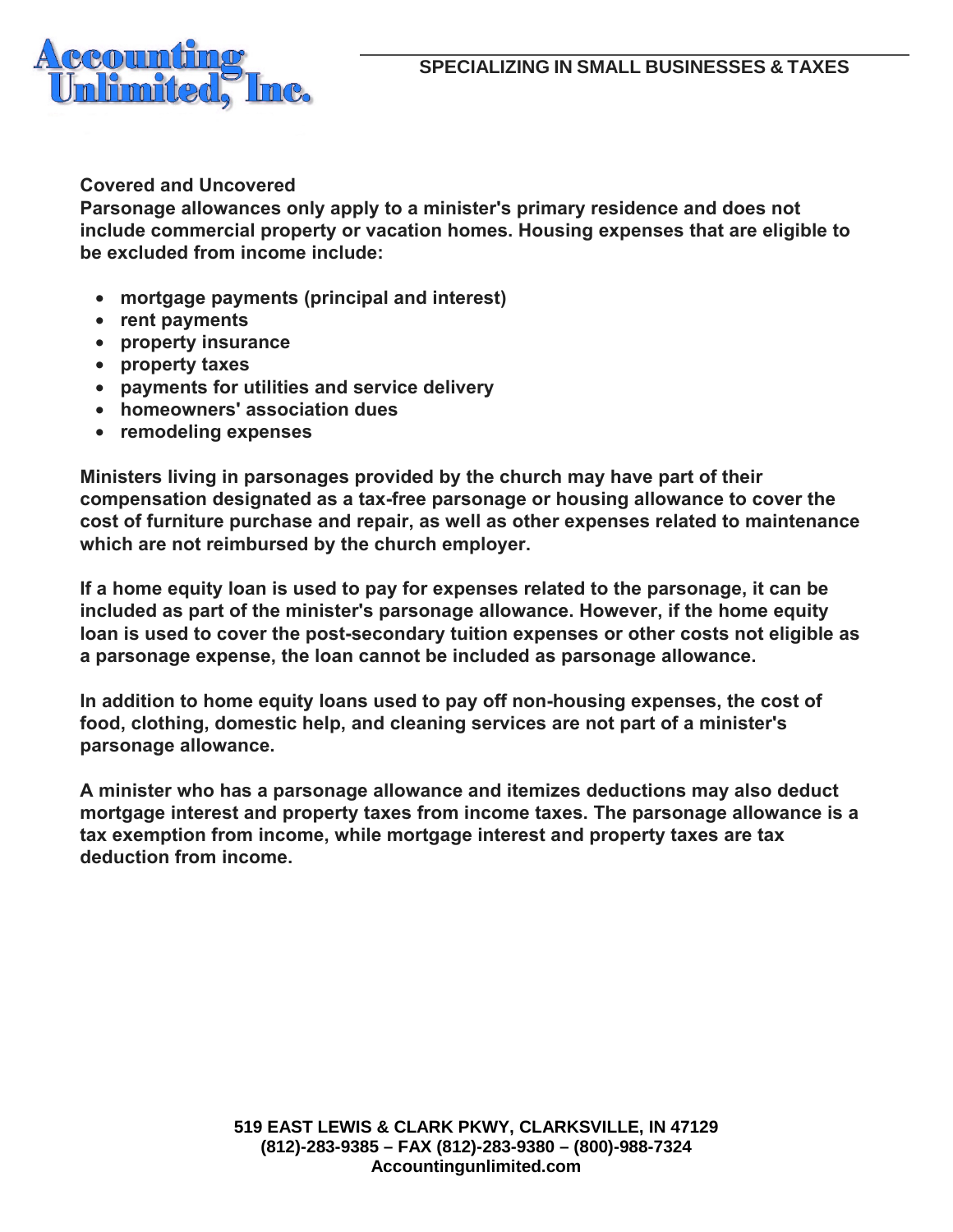## Covered and Uncovered

**Parsonage allowances only apply to a minister's primary residence and does not include commercial property or vacation homes. Housing expenses that are eligible to be excluded from income include:**

- **mortgage payments (principal and interest)**
- **rent payments**
- **property insurance**
- **property taxes**
- **payments for utilities and service delivery**
- **homeowners' association dues**
- **remodeling expenses**

**Ministers living in parsonages provided by the church may have part of their compensation designated as a tax-free parsonage or housing allowance to cover the cost of furniture purchase and repair, as well as other expenses related to maintenance which are not reimbursed by the church employer.**

**If a home equity loan is used to pay for expenses related to the parsonage, it can be included as part of the minister's parsonage allowance. However, if the home equity loan is used to cover the post-secondary tuition expenses or other costs not eligible as a parsonage expense, the loan cannot be included as parsonage allowance.**

**In addition to home equity loans used to pay off non-housing expenses, the cost of food, clothing, domestic help, and cleaning services are not part of a minister's parsonage allowance.**

**A minister who has a parsonage allowance and itemizes deductions may also deduct mortgage interest and property taxes from income taxes. The parsonage allowance is a tax exemption from income, while mortgage interest and property taxes are tax deduction from income.**